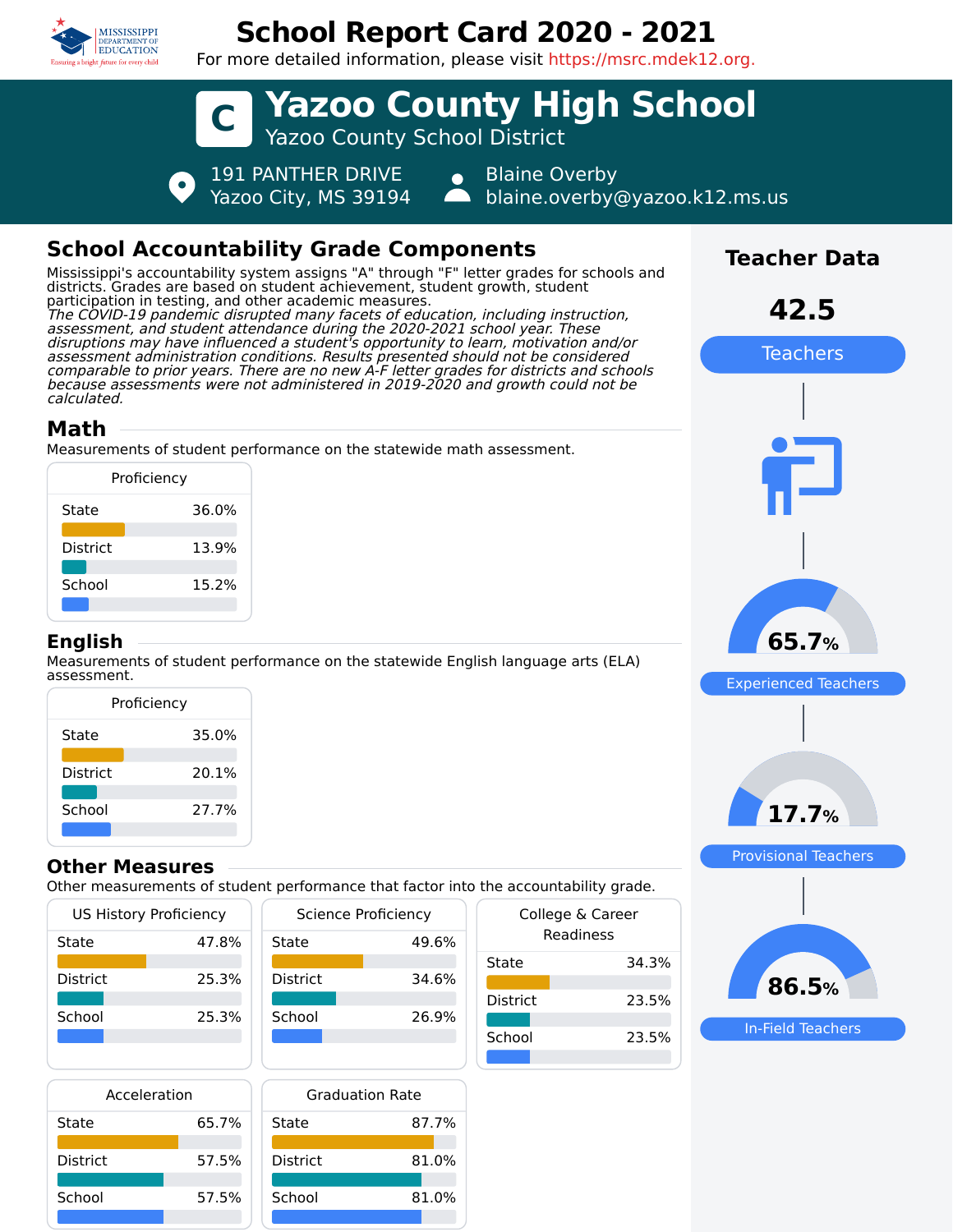# School Report Card 2020 - 2021

For more detailed information, please visit https://msrc.mdek12.org.

## C Yazoo County High School

Yazoo County School District

191 PANTHER DRIVE
Yazoo City, MS 39194

Blaine Overby
blaine.overby@yazoo.k12.ms.us

## School Accountability Grade Components

Mississippi's accountability system assigns "A" through "F" letter grades for schools and districts. Grades are based on student achievement, student growth, student participation in testing, and other academic measures.

*The COVID-19 pandemic disrupted many facets of education, including instruction, assessment, and student attendance during the 2020-2021 school year. These disruptions may have influenced a student's opportunity to learn, motivation and/or assessment administration conditions. Results presented should not be considered comparable to prior years. There are no new A-F letter grades for districts and schools because assessments were not administered in 2019-2020 and growth could not be calculated.*

### Math

Measurements of student performance on the statewide math assessment.

| Proficiency | |
|---|---|
| State | 36.0% |
| District | 13.9% |
| School | 15.2% |

### English

Measurements of student performance on the statewide English language arts (ELA) assessment.

| Proficiency | |
|---|---|
| State | 35.0% |
| District | 20.1% |
| School | 27.7% |

### Other Measures

Other measurements of student performance that factor into the accountability grade.

| US History Proficiency | |
|---|---|
| State | 47.8% |
| District | 25.3% |
| School | 25.3% |

| Science Proficiency | |
|---|---|
| State | 49.6% |
| District | 34.6% |
| School | 26.9% |

| College & Career Readiness | |
|---|---|
| State | 34.3% |
| District | 23.5% |
| School | 23.5% |

| Acceleration | |
|---|---|
| State | 65.7% |
| District | 57.5% |
| School | 57.5% |

| Graduation Rate | |
|---|---|
| State | 87.7% |
| District | 81.0% |
| School | 81.0% |

## Teacher Data

**42.5** Teachers

**65.7%** Experienced Teachers

**17.7%** Provisional Teachers

**86.5%** In-Field Teachers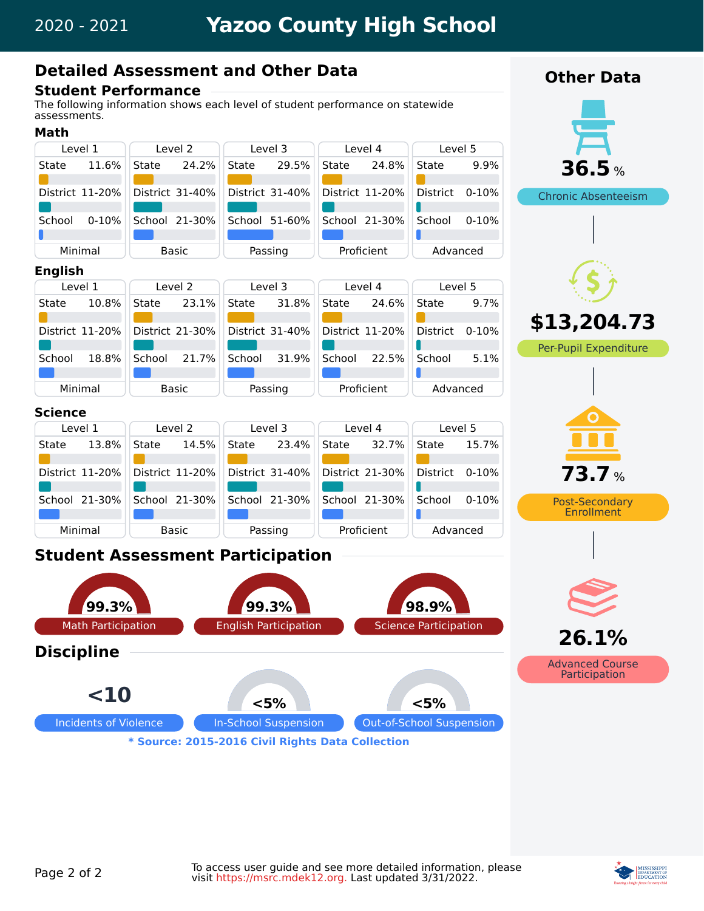# 2020 - 2021 Yazoo County High School

## Detailed Assessment and Other Data

### Student Performance

The following information shows each level of student performance on statewide assessments.

#### Math

| | Level 1 (Minimal) | Level 2 (Basic) | Level 3 (Passing) | Level 4 (Proficient) | Level 5 (Advanced) |
|---|---|---|---|---|---|
| State | 11.6% | 24.2% | 29.5% | 24.8% | 9.9% |
| District | 11-20% | 31-40% | 31-40% | 11-20% | 0-10% |
| School | 0-10% | 21-30% | 51-60% | 21-30% | 0-10% |

#### English

| | Level 1 (Minimal) | Level 2 (Basic) | Level 3 (Passing) | Level 4 (Proficient) | Level 5 (Advanced) |
|---|---|---|---|---|---|
| State | 10.8% | 23.1% | 31.8% | 24.6% | 9.7% |
| District | 11-20% | 21-30% | 31-40% | 11-20% | 0-10% |
| School | 18.8% | 21.7% | 31.9% | 22.5% | 5.1% |

#### Science

| | Level 1 (Minimal) | Level 2 (Basic) | Level 3 (Passing) | Level 4 (Proficient) | Level 5 (Advanced) |
|---|---|---|---|---|---|
| State | 13.8% | 14.5% | 23.4% | 32.7% | 15.7% |
| District | 11-20% | 11-20% | 31-40% | 21-30% | 0-10% |
| School | 21-30% | 21-30% | 21-30% | 21-30% | 0-10% |

### Student Assessment Participation

99.3% Math Participation

99.3% English Participation

98.9% Science Participation

### Discipline

<10 Incidents of Violence

<5% In-School Suspension

<5% Out-of-School Suspension

*** Source: 2015-2016 Civil Rights Data Collection**

## Other Data

36.5 % Chronic Absenteeism

$13,204.73 Per-Pupil Expenditure

73.7 % Post-Secondary Enrollment

26.1% Advanced Course Participation

To access user guide and see more detailed information, please visit https://msrc.mdek12.org. Last updated 3/31/2022.